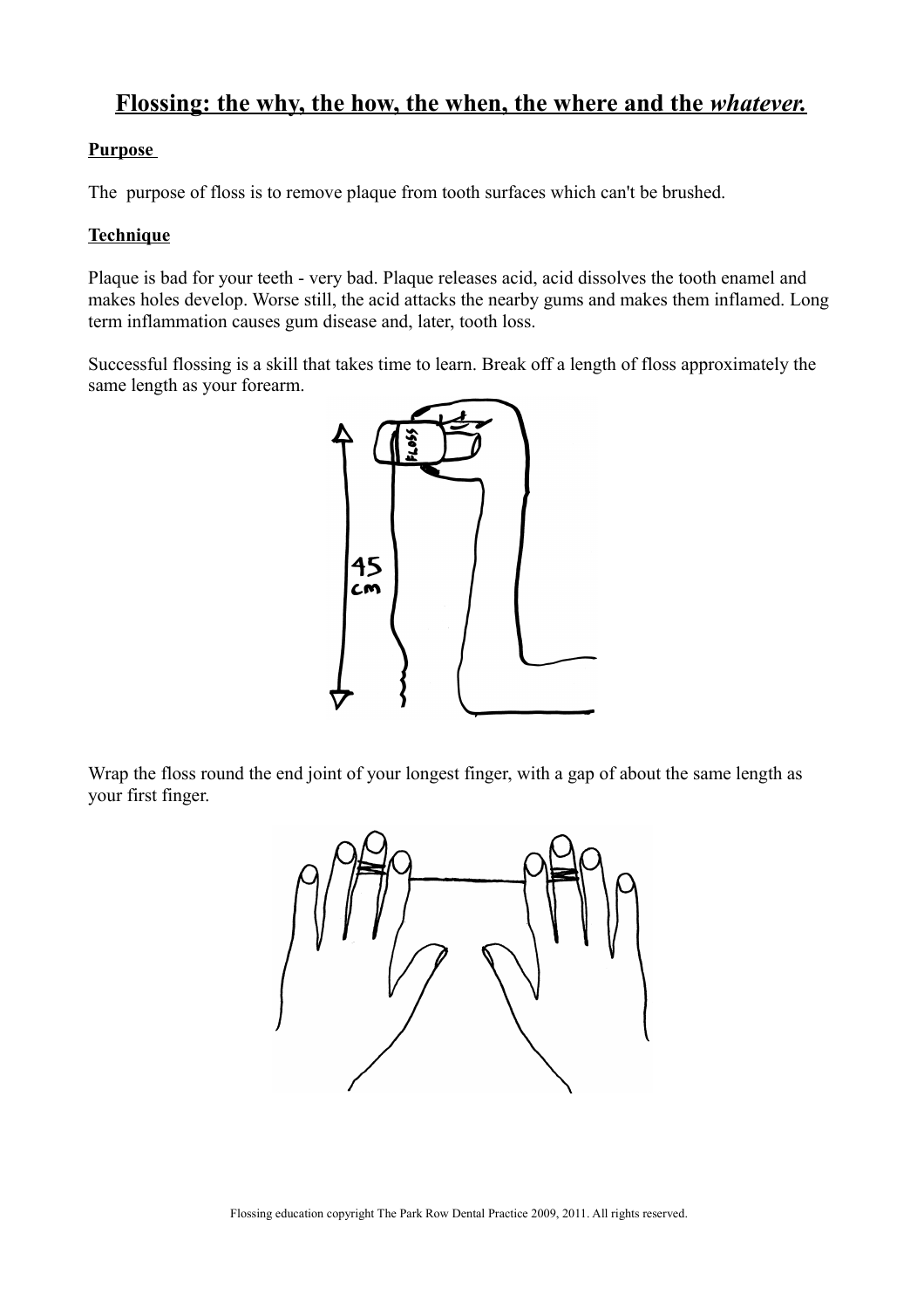# Flossing: the why, the how, the when, the where and the *whatever.*

## Purpose

The purpose of floss is to remove plaque from tooth surfaces which can't be brushed.

## Technique

Plaque is bad for your teeth - very bad. Plaque releases acid, acid dissolves the tooth enamel and makes holes develop. Worse still, the acid attacks the nearby gums and makes them inflamed. Long term inflammation causes gum disease and, later, tooth loss.

Successful flossing is a skill that takes time to learn. Break off a length of floss approximately the same length as your forearm.

Wrap the floss round the end joint of your longest finger, with a gap of about the same length as your first finger.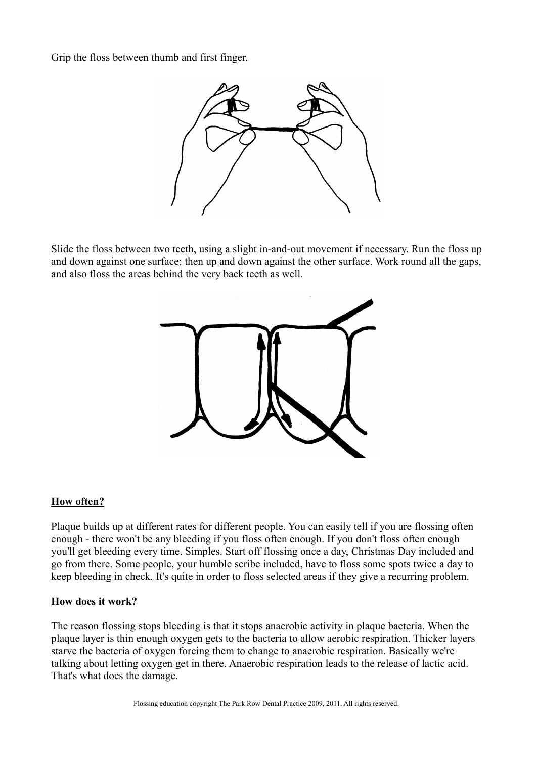Grip the floss between thumb and first finger.

Slide the floss between two teeth, using a slight in-and-out movement if necessary. Run the floss up and down against one surface; then up and down against the other surface. Work round all the gaps, and also floss the areas behind the very back teeth as well.

## **How often?**

Plaque builds up at different rates for different people. You can easily tell if you are flossing often enough - there won't be any bleeding if you floss often enough. If you don't floss often enough you'll get bleeding every time. Simples. Start off flossing once a day, Christmas Day included and go from there. Some people, your humble scribe included, have to floss some spots twice a day to keep bleeding in check. It's quite in order to floss selected areas if they give a recurring problem.

## **How does it work?**

The reason flossing stops bleeding is that it stops anaerobic activity in plaque bacteria. When the plaque layer is thin enough oxygen gets to the bacteria to allow aerobic respiration. Thicker layers starve the bacteria of oxygen forcing them to change to anaerobic respiration. Basically we're talking about letting oxygen get in there. Anaerobic respiration leads to the release of lactic acid. That's what does the damage.

Flossing education copyright The Park Row Dental Practice 2009, 2011. All rights reserved.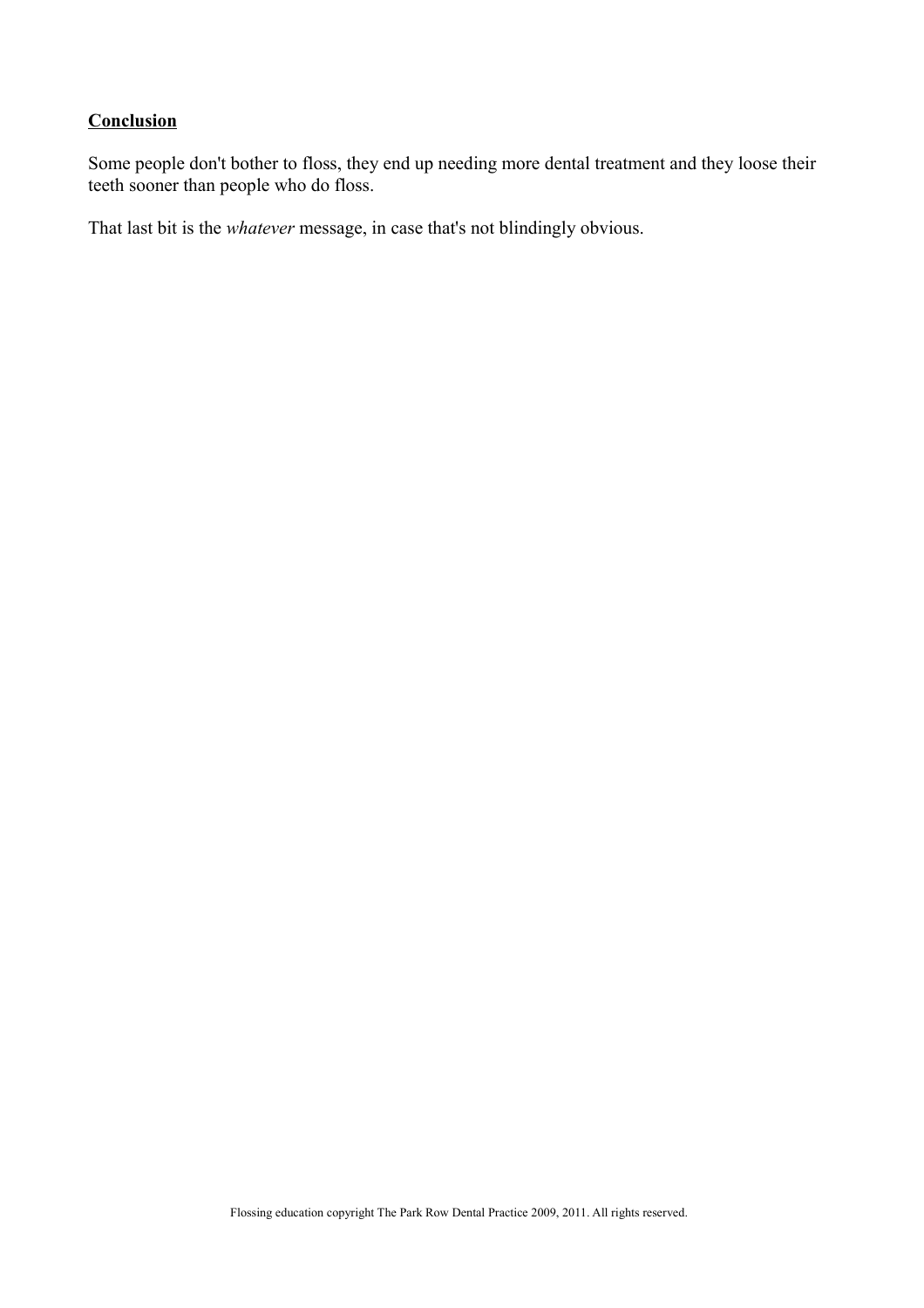**Conclusion**

Some people don't bother to floss, they end up needing more dental treatment and they loose their teeth sooner than people who do floss.

That last bit is the *whatever* message, in case that's not blindingly obvious.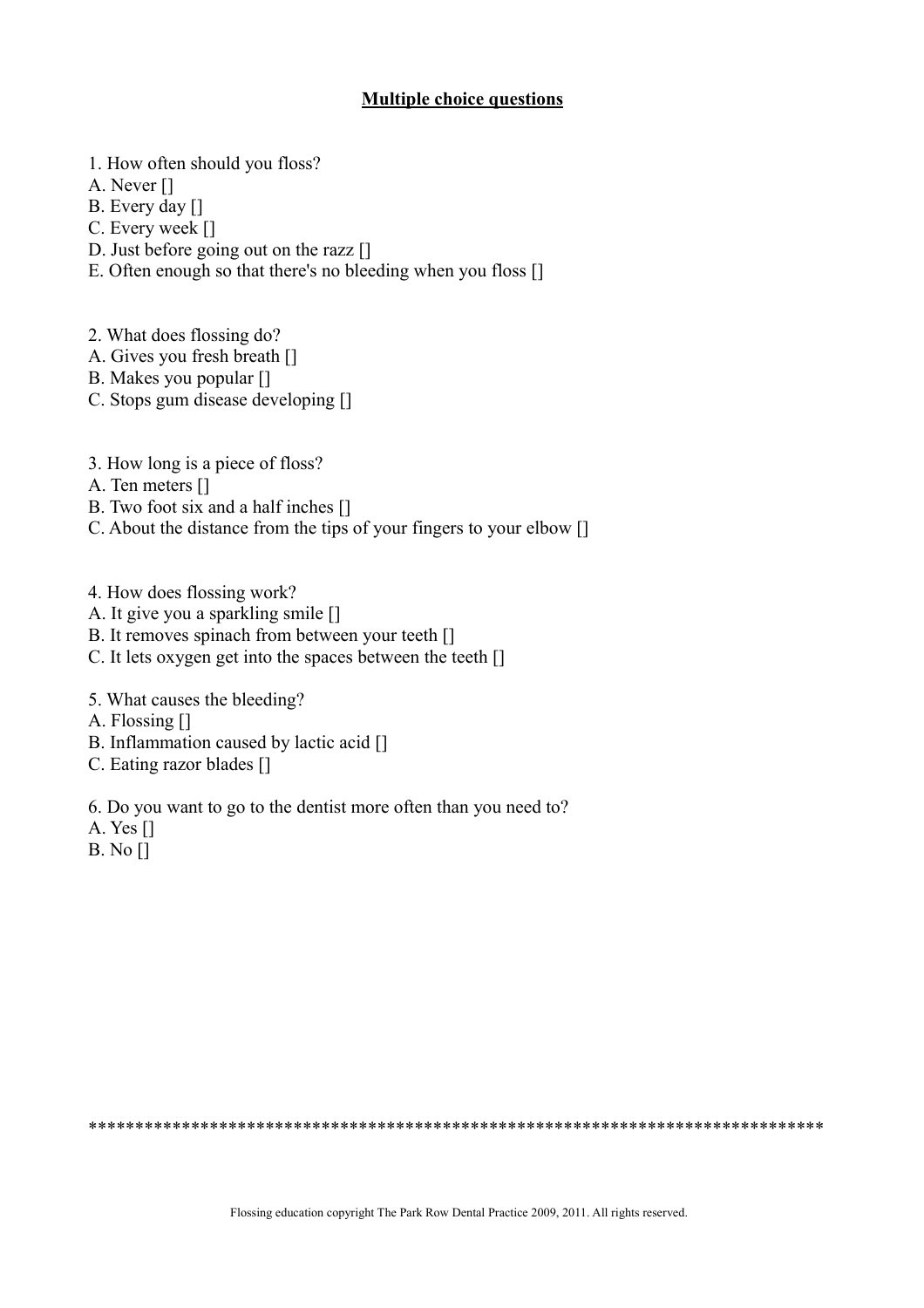**Multiple choice questions**

1. How often should you floss?
A. Never []
B. Every day []
C. Every week []
D. Just before going out on the razz []
E. Often enough so that there's no bleeding when you floss []

2. What does flossing do?
A. Gives you fresh breath []
B. Makes you popular []
C. Stops gum disease developing []

3. How long is a piece of floss?
A. Ten meters []
B. Two foot six and a half inches []
C. About the distance from the tips of your fingers to your elbow []

4. How does flossing work?
A. It give you a sparkling smile []
B. It removes spinach from between your teeth []
C. It lets oxygen get into the spaces between the teeth []

5. What causes the bleeding?
A. Flossing []
B. Inflammation caused by lactic acid []
C. Eating razor blades []

6. Do you want to go to the dentist more often than you need to?
A. Yes []
B. No []

********************************************************************************

Flossing education copyright The Park Row Dental Practice 2009, 2011. All rights reserved.